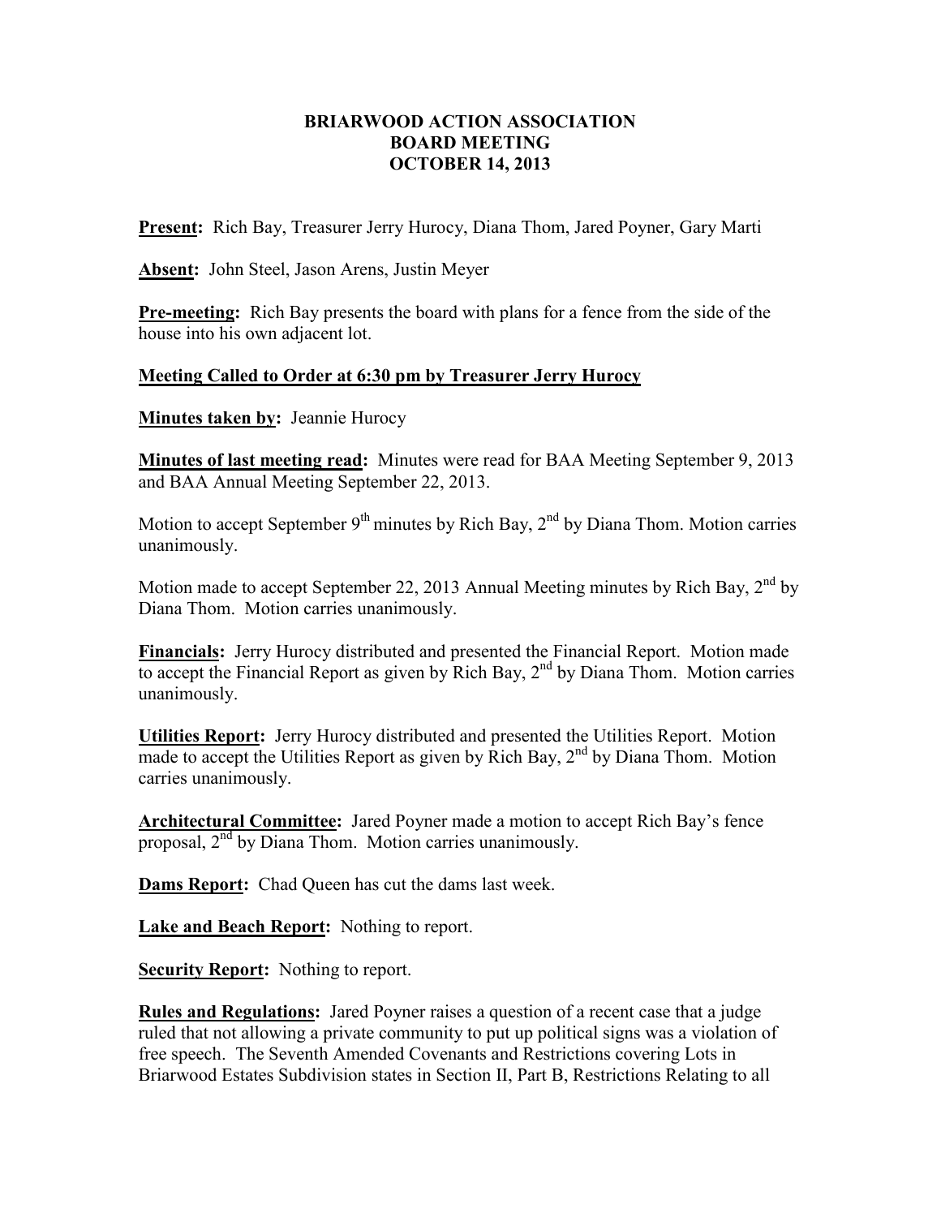# BRIARWOOD ACTION ASSOCIATION
## BOARD MEETING
## OCTOBER 14, 2013

**Present:** Rich Bay, Treasurer Jerry Hurocy, Diana Thom, Jared Poyner, Gary Marti

**Absent:** John Steel, Jason Arens, Justin Meyer

**Pre-meeting:** Rich Bay presents the board with plans for a fence from the side of the house into his own adjacent lot.

**Meeting Called to Order at 6:30 pm by Treasurer Jerry Hurocy**

**Minutes taken by:** Jeannie Hurocy

**Minutes of last meeting read:** Minutes were read for BAA Meeting September 9, 2013 and BAA Annual Meeting September 22, 2013.

Motion to accept September 9th minutes by Rich Bay, 2nd by Diana Thom. Motion carries unanimously.

Motion made to accept September 22, 2013 Annual Meeting minutes by Rich Bay, 2nd by Diana Thom. Motion carries unanimously.

**Financials:** Jerry Hurocy distributed and presented the Financial Report. Motion made to accept the Financial Report as given by Rich Bay, 2nd by Diana Thom. Motion carries unanimously.

**Utilities Report:** Jerry Hurocy distributed and presented the Utilities Report. Motion made to accept the Utilities Report as given by Rich Bay, 2nd by Diana Thom. Motion carries unanimously.

**Architectural Committee:** Jared Poyner made a motion to accept Rich Bay's fence proposal, 2nd by Diana Thom. Motion carries unanimously.

**Dams Report:** Chad Queen has cut the dams last week.

**Lake and Beach Report:** Nothing to report.

**Security Report:** Nothing to report.

**Rules and Regulations:** Jared Poyner raises a question of a recent case that a judge ruled that not allowing a private community to put up political signs was a violation of free speech. The Seventh Amended Covenants and Restrictions covering Lots in Briarwood Estates Subdivision states in Section II, Part B, Restrictions Relating to all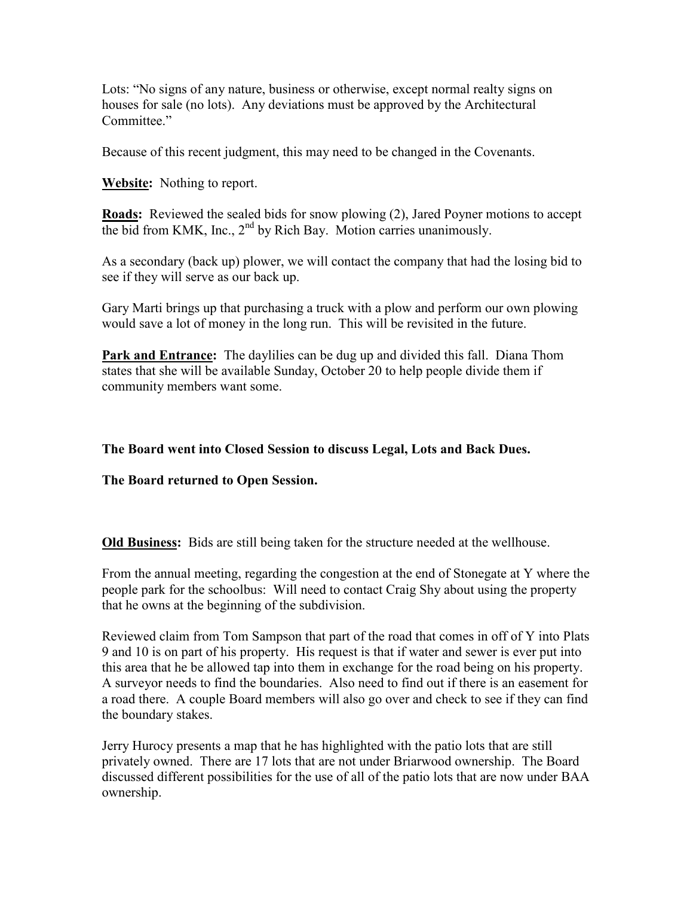Lots: "No signs of any nature, business or otherwise, except normal realty signs on houses for sale (no lots). Any deviations must be approved by the Architectural Committee."

Because of this recent judgment, this may need to be changed in the Covenants.

**Website:** Nothing to report.

**Roads:** Reviewed the sealed bids for snow plowing (2), Jared Poyner motions to accept the bid from KMK, Inc., 2nd by Rich Bay. Motion carries unanimously.

As a secondary (back up) plower, we will contact the company that had the losing bid to see if they will serve as our back up.

Gary Marti brings up that purchasing a truck with a plow and perform our own plowing would save a lot of money in the long run. This will be revisited in the future.

**Park and Entrance:** The daylilies can be dug up and divided this fall. Diana Thom states that she will be available Sunday, October 20 to help people divide them if community members want some.

**The Board went into Closed Session to discuss Legal, Lots and Back Dues.**

**The Board returned to Open Session.**

**Old Business:** Bids are still being taken for the structure needed at the wellhouse.

From the annual meeting, regarding the congestion at the end of Stonegate at Y where the people park for the schoolbus: Will need to contact Craig Shy about using the property that he owns at the beginning of the subdivision.

Reviewed claim from Tom Sampson that part of the road that comes in off of Y into Plats 9 and 10 is on part of his property. His request is that if water and sewer is ever put into this area that he be allowed tap into them in exchange for the road being on his property. A surveyor needs to find the boundaries. Also need to find out if there is an easement for a road there. A couple Board members will also go over and check to see if they can find the boundary stakes.

Jerry Hurocy presents a map that he has highlighted with the patio lots that are still privately owned. There are 17 lots that are not under Briarwood ownership. The Board discussed different possibilities for the use of all of the patio lots that are now under BAA ownership.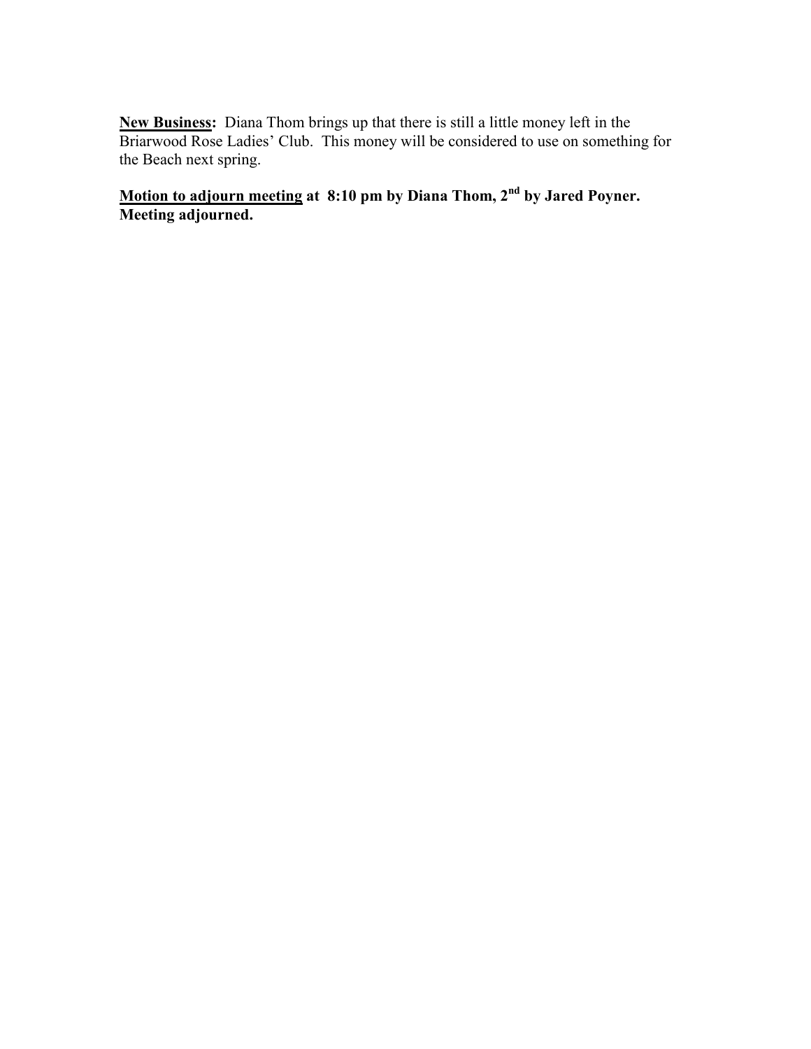**New Business:** Diana Thom brings up that there is still a little money left in the Briarwood Rose Ladies' Club. This money will be considered to use on something for the Beach next spring.

**Motion to adjourn meeting at 8:10 pm by Diana Thom, 2nd by Jared Poyner. Meeting adjourned.**